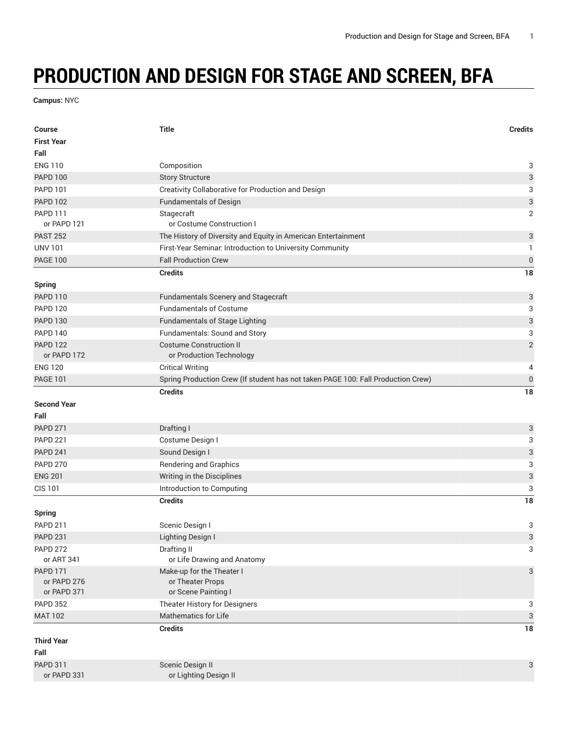# PRODUCTION AND DESIGN FOR STAGE AND SCREEN, BFA

**Campus:** NYC

| Course | Title | Credits |
|---|---|---|
| **First Year** | | |
| **Fall** | | |
| ENG 110 | Composition | 3 |
| PAPD 100 | Story Structure | 3 |
| PAPD 101 | Creativity Collaborative for Production and Design | 3 |
| PAPD 102 | Fundamentals of Design | 3 |
| PAPD 111<br>or PAPD 121 | Stagecraft<br>or Costume Construction I | 2 |
| PAST 252 | The History of Diversity and Equity in American Entertainment | 3 |
| UNV 101 | First-Year Seminar: Introduction to University Community | 1 |
| PAGE 100 | Fall Production Crew | 0 |
| | **Credits** | **18** |
| **Spring** | | |
| PAPD 110 | Fundamentals Scenery and Stagecraft | 3 |
| PAPD 120 | Fundamentals of Costume | 3 |
| PAPD 130 | Fundamentals of Stage Lighting | 3 |
| PAPD 140 | Fundamentals: Sound and Story | 3 |
| PAPD 122<br>or PAPD 172 | Costume Construction II<br>or Production Technology | 2 |
| ENG 120 | Critical Writing | 4 |
| PAGE 101 | Spring Production Crew (If student has not taken PAGE 100: Fall Production Crew) | 0 |
| | **Credits** | **18** |
| **Second Year** | | |
| **Fall** | | |
| PAPD 271 | Drafting I | 3 |
| PAPD 221 | Costume Design I | 3 |
| PAPD 241 | Sound Design I | 3 |
| PAPD 270 | Rendering and Graphics | 3 |
| ENG 201 | Writing in the Disciplines | 3 |
| CIS 101 | Introduction to Computing | 3 |
| | **Credits** | **18** |
| **Spring** | | |
| PAPD 211 | Scenic Design I | 3 |
| PAPD 231 | Lighting Design I | 3 |
| PAPD 272<br>or ART 341 | Drafting II<br>or Life Drawing and Anatomy | 3 |
| PAPD 171<br>or PAPD 276<br>or PAPD 371 | Make-up for the Theater I<br>or Theater Props<br>or Scene Painting I | 3 |
| PAPD 352 | Theater History for Designers | 3 |
| MAT 102 | Mathematics for Life | 3 |
| | **Credits** | **18** |
| **Third Year** | | |
| **Fall** | | |
| PAPD 311<br>or PAPD 331 | Scenic Design II<br>or Lighting Design II | 3 |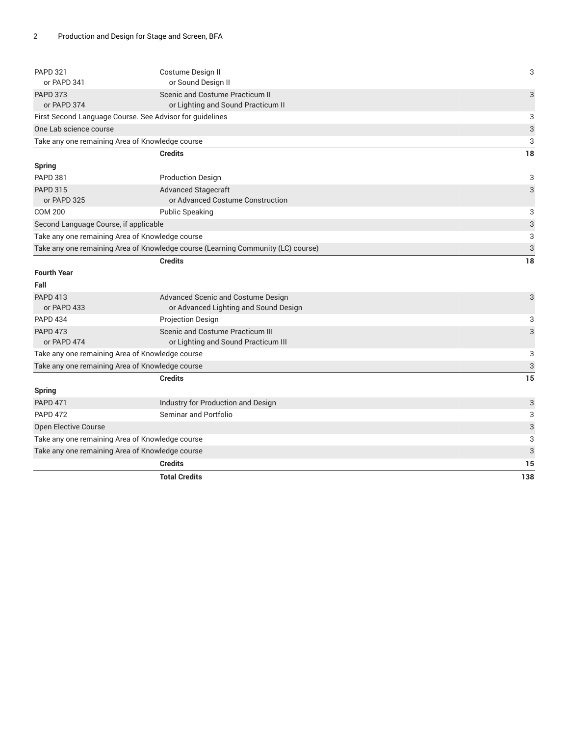| | | |
|---|---|---|
| PAPD 321<br>or PAPD 341 | Costume Design II<br>or Sound Design II | 3 |
| PAPD 373<br>or PAPD 374 | Scenic and Costume Practicum II<br>or Lighting and Sound Practicum II | 3 |
| First Second Language Course. See Advisor for guidelines | | 3 |
| One Lab science course | | 3 |
| Take any one remaining Area of Knowledge course | | 3 |
| | **Credits** | **18** |
| **Spring** | | |
| PAPD 381 | Production Design | 3 |
| PAPD 315<br>or PAPD 325 | Advanced Stagecraft<br>or Advanced Costume Construction | 3 |
| COM 200 | Public Speaking | 3 |
| Second Language Course, if applicable | | 3 |
| Take any one remaining Area of Knowledge course | | 3 |
| Take any one remaining Area of Knowledge course (Learning Community (LC) course) | | 3 |
| | **Credits** | **18** |
| **Fourth Year** | | |
| **Fall** | | |
| PAPD 413<br>or PAPD 433 | Advanced Scenic and Costume Design<br>or Advanced Lighting and Sound Design | 3 |
| PAPD 434 | Projection Design | 3 |
| PAPD 473<br>or PAPD 474 | Scenic and Costume Practicum III<br>or Lighting and Sound Practicum III | 3 |
| Take any one remaining Area of Knowledge course | | 3 |
| Take any one remaining Area of Knowledge course | | 3 |
| | **Credits** | **15** |
| **Spring** | | |
| PAPD 471 | Industry for Production and Design | 3 |
| PAPD 472 | Seminar and Portfolio | 3 |
| Open Elective Course | | 3 |
| Take any one remaining Area of Knowledge course | | 3 |
| Take any one remaining Area of Knowledge course | | 3 |
| | **Credits** | **15** |
| | **Total Credits** | **138** |